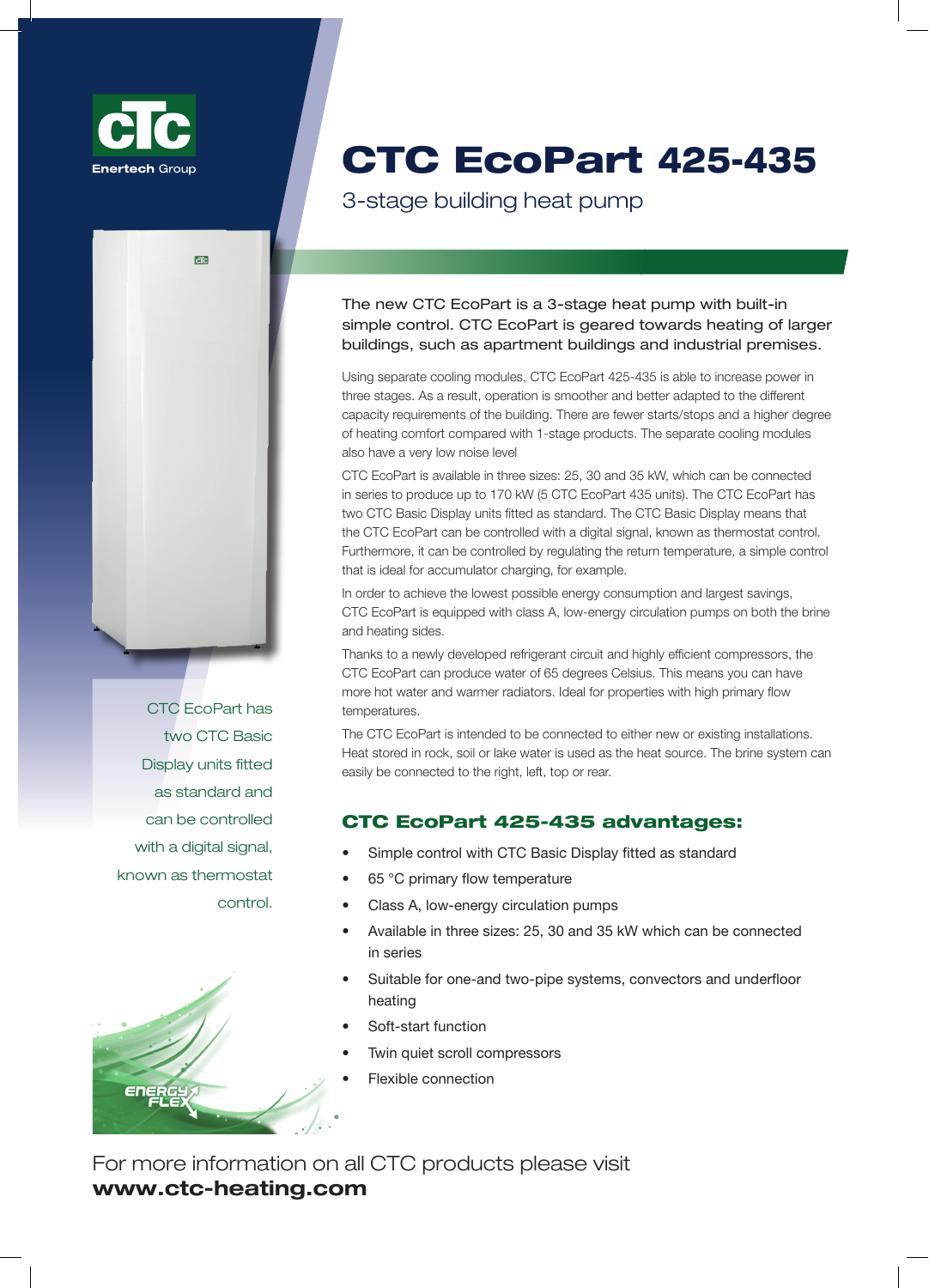CTC Enertech Group

# CTC EcoPart 425-435

## 3-stage building heat pump

The new CTC EcoPart is a 3-stage heat pump with built-in simple control. CTC EcoPart is geared towards heating of larger buildings, such as apartment buildings and industrial premises.

Using separate cooling modules, CTC EcoPart 425-435 is able to increase power in three stages. As a result, operation is smoother and better adapted to the different capacity requirements of the building. There are fewer starts/stops and a higher degree of heating comfort compared with 1-stage products. The separate cooling modules also have a very low noise level

CTC EcoPart is available in three sizes: 25, 30 and 35 kW, which can be connected in series to produce up to 170 kW (5 CTC EcoPart 435 units). The CTC EcoPart has two CTC Basic Display units fitted as standard. The CTC Basic Display means that the CTC EcoPart can be controlled with a digital signal, known as thermostat control. Furthermore, it can be controlled by regulating the return temperature, a simple control that is ideal for accumulator charging, for example.

In order to achieve the lowest possible energy consumption and largest savings, CTC EcoPart is equipped with class A, low-energy circulation pumps on both the brine and heating sides.

Thanks to a newly developed refrigerant circuit and highly efficient compressors, the CTC EcoPart can produce water of 65 degrees Celsius. This means you can have more hot water and warmer radiators. Ideal for properties with high primary flow temperatures.

The CTC EcoPart is intended to be connected to either new or existing installations. Heat stored in rock, soil or lake water is used as the heat source. The brine system can easily be connected to the right, left, top or rear.

CTC EcoPart has two CTC Basic Display units fitted as standard and can be controlled with a digital signal, known as thermostat control.

### CTC EcoPart 425-435 advantages:

- Simple control with CTC Basic Display fitted as standard
- 65 °C primary flow temperature
- Class A, low-energy circulation pumps
- Available in three sizes: 25, 30 and 35 kW which can be connected in series
- Suitable for one-and two-pipe systems, convectors and underfloor heating
- Soft-start function
- Twin quiet scroll compressors
- Flexible connection

ENERGY FLEX

For more information on all CTC products please visit
**www.ctc-heating.com**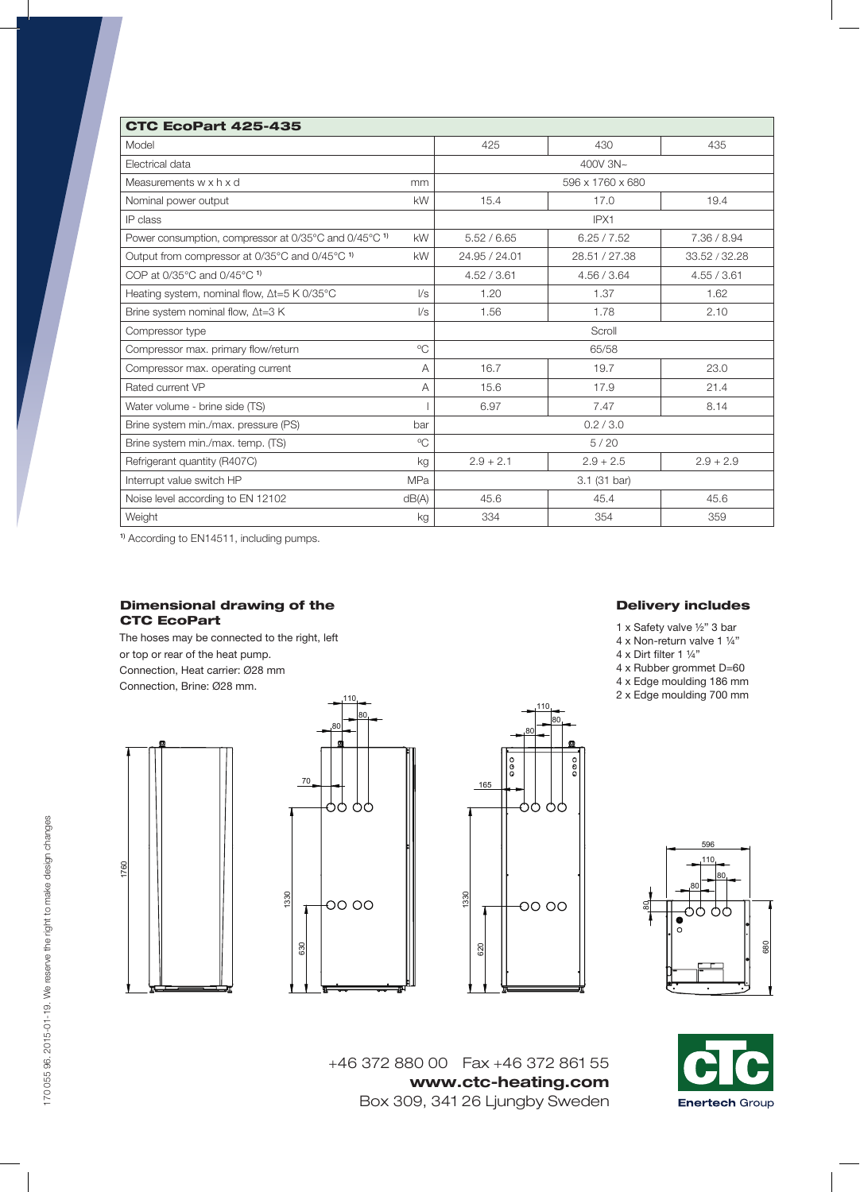## CTC EcoPart 425-435

| Model | | 425 | 430 | 435 |
|---|---|---|---|---|
| Electrical data | | 400V 3N~ | | |
| Measurements w x h x d | mm | 596 x 1760 x 680 | | |
| Nominal power output | kW | 15.4 | 17.0 | 19.4 |
| IP class | | IPX1 | | |
| Power consumption, compressor at 0/35°C and 0/45°C [1] | kW | 5.52 / 6.65 | 6.25 / 7.52 | 7.36 / 8.94 |
| Output from compressor at 0/35°C and 0/45°C [1] | kW | 24.95 / 24.01 | 28.51 / 27.38 | 33.52 / 32.28 |
| COP at 0/35°C and 0/45°C [1] | | 4.52 / 3.61 | 4.56 / 3.64 | 4.55 / 3.61 |
| Heating system, nominal flow, Δt=5 K 0/35°C | l/s | 1.20 | 1.37 | 1.62 |
| Brine system nominal flow, Δt=3 K | l/s | 1.56 | 1.78 | 2.10 |
| Compressor type | | Scroll | | |
| Compressor max. primary flow/return | °C | 65/58 | | |
| Compressor max. operating current | A | 16.7 | 19.7 | 23.0 |
| Rated current VP | A | 15.6 | 17.9 | 21.4 |
| Water volume - brine side (TS) | l | 6.97 | 7.47 | 8.14 |
| Brine system min./max. pressure (PS) | bar | 0.2 / 3.0 | | |
| Brine system min./max. temp. (TS) | °C | 5 / 20 | | |
| Refrigerant quantity (R407C) | kg | 2.9 + 2.1 | 2.9 + 2.5 | 2.9 + 2.9 |
| Interrupt value switch HP | MPa | 3.1 (31 bar) | | |
| Noise level according to EN 12102 | dB(A) | 45.6 | 45.4 | 45.6 |
| Weight | kg | 334 | 354 | 359 |

[1] According to EN14511, including pumps.

### Dimensional drawing of the CTC EcoPart

The hoses may be connected to the right, left or top or rear of the heat pump.
Connection, Heat carrier: Ø28 mm
Connection, Brine: Ø28 mm.

1760
110
80
80
70
1330
630
110
80
80
165
1330
620
596
110
80
80
80
680

### Delivery includes

1 x Safety valve ½" 3 bar
4 x Non-return valve 1 ¼"
4 x Dirt filter 1 ¼"
4 x Rubber grommet D=60
4 x Edge moulding 186 mm
2 x Edge moulding 700 mm

170 055 96. 2015-01-19. We reserve the right to make design changes

+46 372 880 00 Fax +46 372 861 55
**www.ctc-heating.com**
Box 309, 341 26 Ljungby Sweden

CTC Enertech Group